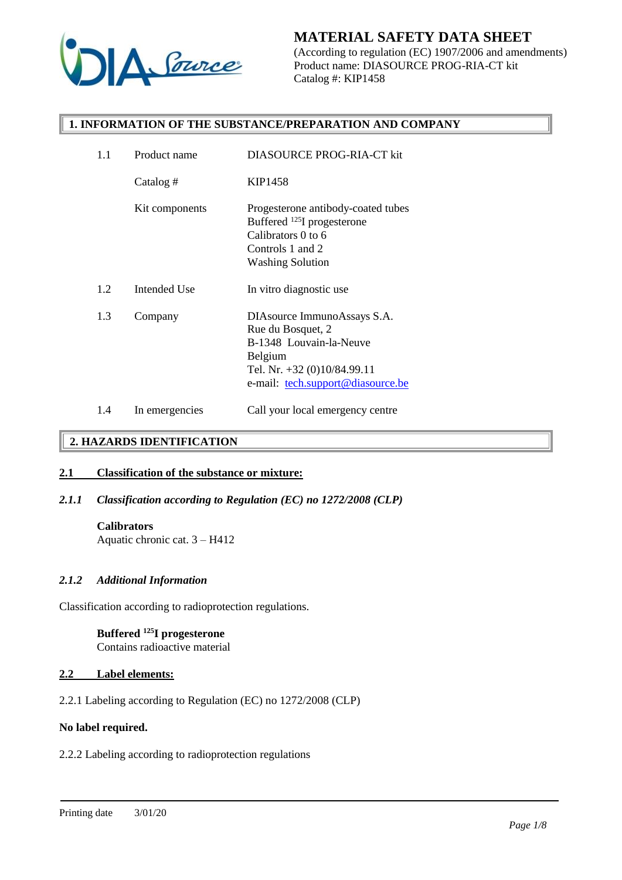# MATERIAL SAFETY DATA SHEET

(According to regulation (EC) 1907/2006 and amendments)
Product name: DIASOURCE PROG-RIA-CT kit
Catalog #: KIP1458

## 1. INFORMATION OF THE SUBSTANCE/PREPARATION AND COMPANY

| | | |
|---|---|---|
| 1.1 | Product name | DIASOURCE PROG-RIA-CT kit |
| | Catalog # | KIP1458 |
| | Kit components | Progesterone antibody-coated tubes<br>Buffered $^{125}$I progesterone<br>Calibrators 0 to 6<br>Controls 1 and 2<br>Washing Solution |
| 1.2 | Intended Use | In vitro diagnostic use |
| 1.3 | Company | DIAsource ImmunoAssays S.A.<br>Rue du Bosquet, 2<br>B-1348 Louvain-la-Neuve<br>Belgium<br>Tel. Nr. +32 (0)10/84.99.11<br>e-mail: tech.support@diasource.be |
| 1.4 | In emergencies | Call your local emergency centre |

## 2. HAZARDS IDENTIFICATION

### 2.1 Classification of the substance or mixture:

#### *2.1.1 Classification according to Regulation (EC) no 1272/2008 (CLP)*

**Calibrators**
Aquatic chronic cat. 3 – H412

#### *2.1.2 Additional Information*

Classification according to radioprotection regulations.

**Buffered $^{125}$I progesterone**
Contains radioactive material

### 2.2 Label elements:

2.2.1 Labeling according to Regulation (EC) no 1272/2008 (CLP)

**No label required.**

2.2.2 Labeling according to radioprotection regulations

Printing date 3/01/20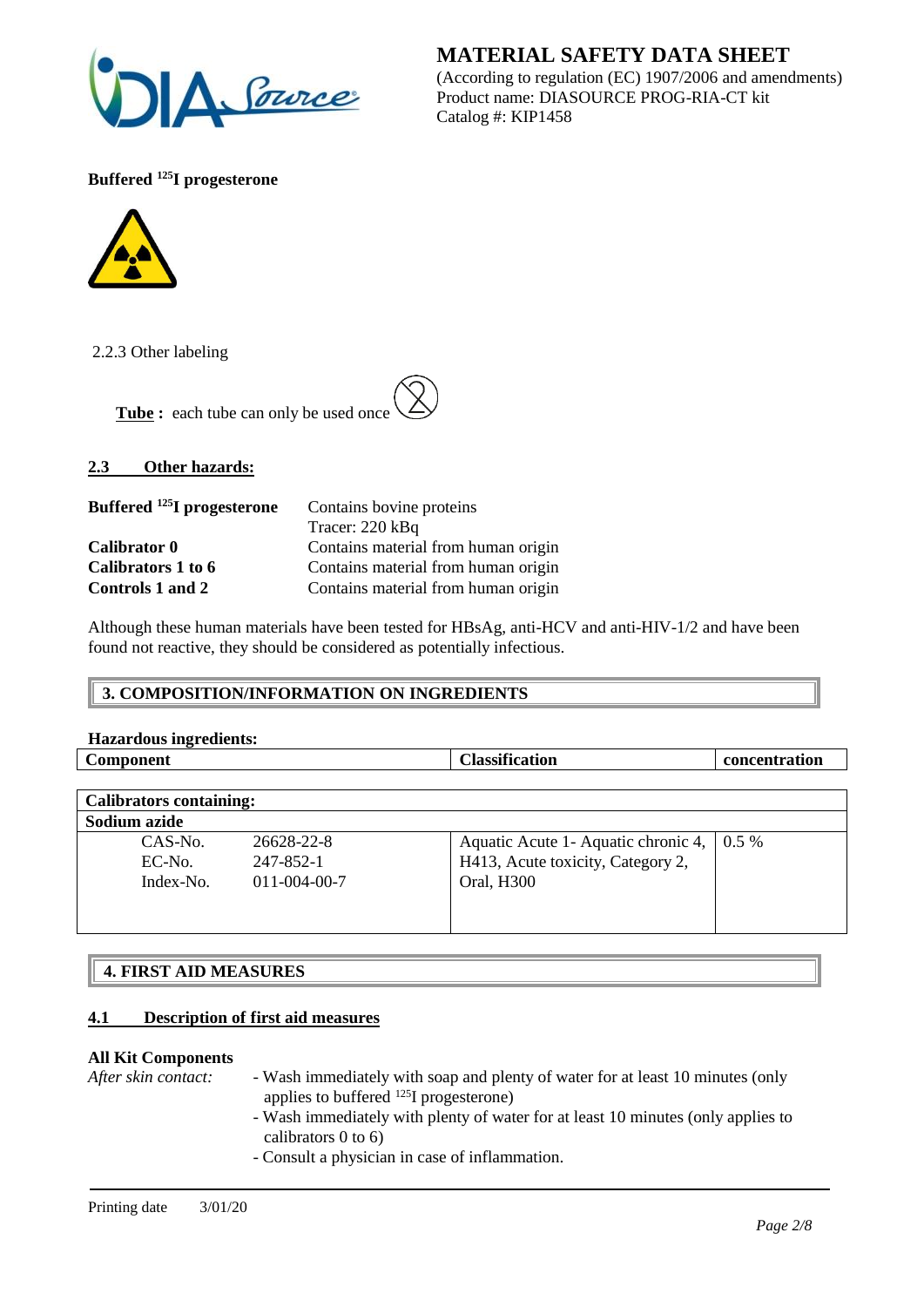**Buffered $^{125}$I progesterone**

2.2.3 Other labeling

**Tube :** each tube can only be used once

## 2.3 Other hazards:

| | |
|---|---|
| **Buffered $^{125}$I progesterone** | Contains bovine proteins<br>Tracer: 220 kBq |
| **Calibrator 0** | Contains material from human origin |
| **Calibrators 1 to 6** | Contains material from human origin |
| **Controls 1 and 2** | Contains material from human origin |

Although these human materials have been tested for HBsAg, anti-HCV and anti-HIV-1/2 and have been found not reactive, they should be considered as potentially infectious.

## 3. COMPOSITION/INFORMATION ON INGREDIENTS

**Hazardous ingredients:**

| Component | | Classification | concentration |
|---|---|---|---|
| **Calibrators containing:** | | | |
| **Sodium azide** | | | |
| CAS-No.<br>EC-No.<br>Index-No. | 26628-22-8<br>247-852-1<br>011-004-00-7 | Aquatic Acute 1- Aquatic chronic 4, H413, Acute toxicity, Category 2, Oral, H300 | 0.5 % |

## 4. FIRST AID MEASURES

### 4.1 Description of first aid measures

**All Kit Components**

*After skin contact:*

- Wash immediately with soap and plenty of water for at least 10 minutes (only applies to buffered $^{125}$I progesterone)
- Wash immediately with plenty of water for at least 10 minutes (only applies to calibrators 0 to 6)
- Consult a physician in case of inflammation.

Printing date 3/01/20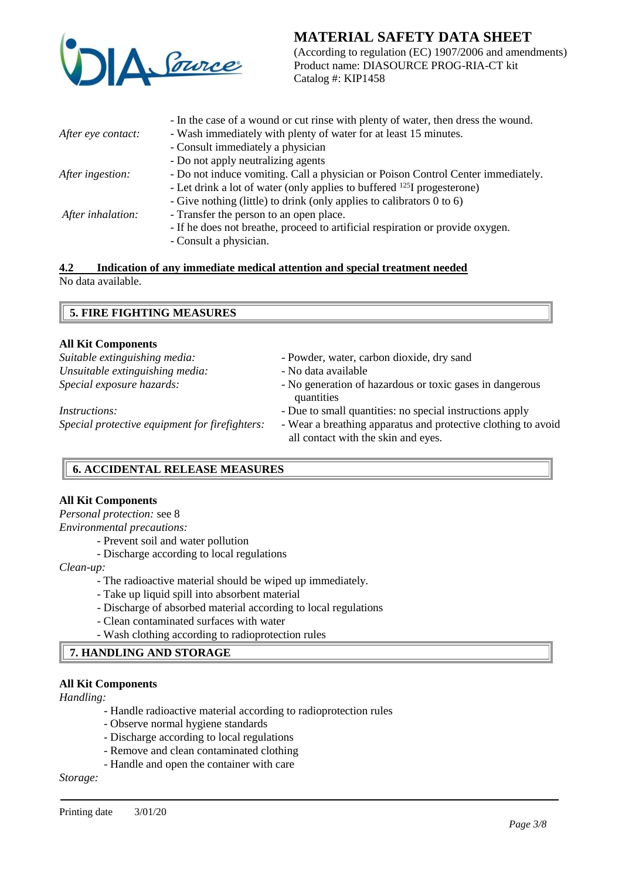- In the case of a wound or cut rinse with plenty of water, then dress the wound.

*After eye contact:*
- Wash immediately with plenty of water for at least 15 minutes.
- Consult immediately a physician
- Do not apply neutralizing agents

*After ingestion:*
- Do not induce vomiting. Call a physician or Poison Control Center immediately.
- Let drink a lot of water (only applies to buffered $^{125}$I progesterone)
- Give nothing (little) to drink (only applies to calibrators 0 to 6)

*After inhalation:*
- Transfer the person to an open place.
- If he does not breathe, proceed to artificial respiration or provide oxygen.
- Consult a physician.

### 4.2 Indication of any immediate medical attention and special treatment needed

No data available.

## 5. FIRE FIGHTING MEASURES

**All Kit Components**

*Suitable extinguishing media:* - Powder, water, carbon dioxide, dry sand

*Unsuitable extinguishing media:* - No data available

*Special exposure hazards:* - No generation of hazardous or toxic gases in dangerous quantities

*Instructions:* - Due to small quantities: no special instructions apply

*Special protective equipment for firefighters:* - Wear a breathing apparatus and protective clothing to avoid all contact with the skin and eyes.

## 6. ACCIDENTAL RELEASE MEASURES

**All Kit Components**

*Personal protection:* see 8

*Environmental precautions:*
- Prevent soil and water pollution
- Discharge according to local regulations

*Clean-up:*
- The radioactive material should be wiped up immediately.
- Take up liquid spill into absorbent material
- Discharge of absorbed material according to local regulations
- Clean contaminated surfaces with water
- Wash clothing according to radioprotection rules

## 7. HANDLING AND STORAGE

**All Kit Components**

*Handling:*
- Handle radioactive material according to radioprotection rules
- Observe normal hygiene standards
- Discharge according to local regulations
- Remove and clean contaminated clothing
- Handle and open the container with care

*Storage:*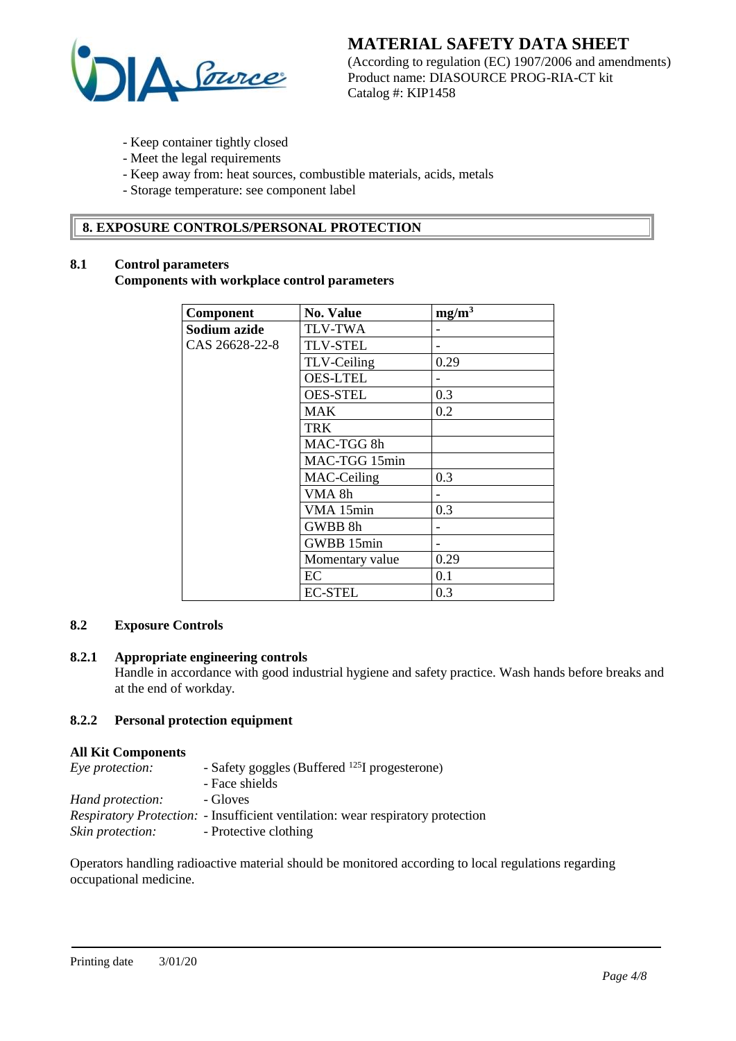- Keep container tightly closed
- Meet the legal requirements
- Keep away from: heat sources, combustible materials, acids, metals
- Storage temperature: see component label

## 8. EXPOSURE CONTROLS/PERSONAL PROTECTION

### 8.1 Control parameters

**Components with workplace control parameters**

| Component | No. Value | $mg/m^3$ |
|---|---|---|
| **Sodium azide** | TLV-TWA | - |
| CAS 26628-22-8 | TLV-STEL | - |
| | TLV-Ceiling | 0.29 |
| | OES-LTEL | - |
| | OES-STEL | 0.3 |
| | MAK | 0.2 |
| | TRK | |
| | MAC-TGG 8h | |
| | MAC-TGG 15min | |
| | MAC-Ceiling | 0.3 |
| | VMA 8h | - |
| | VMA 15min | 0.3 |
| | GWBB 8h | - |
| | GWBB 15min | - |
| | Momentary value | 0.29 |
| | EC | 0.1 |
| | EC-STEL | 0.3 |

### 8.2 Exposure Controls

#### 8.2.1 Appropriate engineering controls

Handle in accordance with good industrial hygiene and safety practice. Wash hands before breaks and at the end of workday.

#### 8.2.2 Personal protection equipment

**All Kit Components**

*Eye protection:* - Safety goggles (Buffered $^{125}I$ progesterone)
- Face shields

*Hand protection:* - Gloves

*Respiratory Protection:* - Insufficient ventilation: wear respiratory protection

*Skin protection:* - Protective clothing

Operators handling radioactive material should be monitored according to local regulations regarding occupational medicine.

Printing date 3/01/20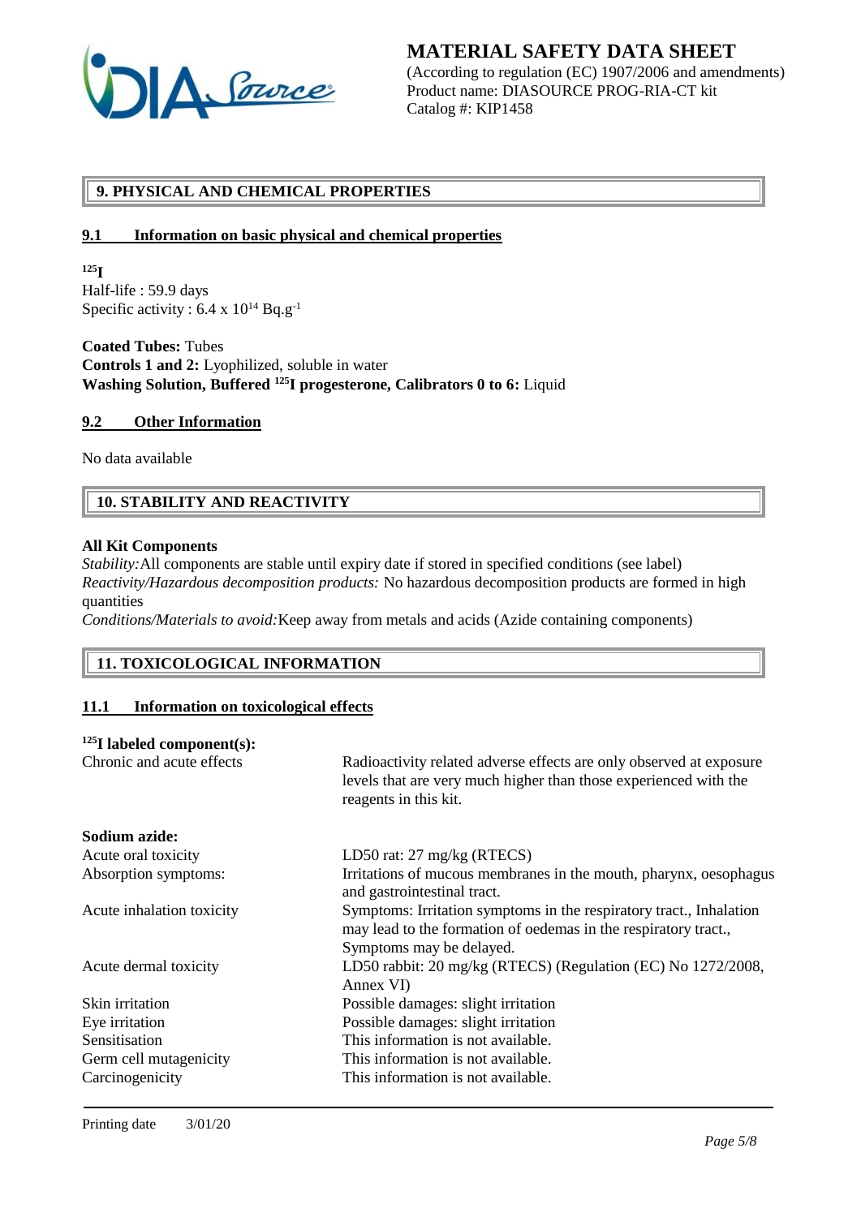## 9. PHYSICAL AND CHEMICAL PROPERTIES

### 9.1 Information on basic physical and chemical properties

**$^{125}$I**
Half-life : 59.9 days
Specific activity : $6.4 \times 10^{14}$ Bq.g$^{-1}$

**Coated Tubes:** Tubes
**Controls 1 and 2:** Lyophilized, soluble in water
**Washing Solution, Buffered $^{125}$I progesterone, Calibrators 0 to 6:** Liquid

### 9.2 Other Information

No data available

## 10. STABILITY AND REACTIVITY

**All Kit Components**
*Stability:* All components are stable until expiry date if stored in specified conditions (see label)
*Reactivity/Hazardous decomposition products:* No hazardous decomposition products are formed in high quantities
*Conditions/Materials to avoid:* Keep away from metals and acids (Azide containing components)

## 11. TOXICOLOGICAL INFORMATION

### 11.1 Information on toxicological effects

**$^{125}$I labeled component(s):**

| | |
|---|---|
| Chronic and acute effects | Radioactivity related adverse effects are only observed at exposure levels that are very much higher than those experienced with the reagents in this kit. |

**Sodium azide:**

| | |
|---|---|
| Acute oral toxicity | LD50 rat: 27 mg/kg (RTECS) |
| Absorption symptoms: | Irritations of mucous membranes in the mouth, pharynx, oesophagus and gastrointestinal tract. |
| Acute inhalation toxicity | Symptoms: Irritation symptoms in the respiratory tract., Inhalation may lead to the formation of oedemas in the respiratory tract., Symptoms may be delayed. |
| Acute dermal toxicity | LD50 rabbit: 20 mg/kg (RTECS) (Regulation (EC) No 1272/2008, Annex VI) |
| Skin irritation | Possible damages: slight irritation |
| Eye irritation | Possible damages: slight irritation |
| Sensitisation | This information is not available. |
| Germ cell mutagenicity | This information is not available. |
| Carcinogenicity | This information is not available. |

Printing date 3/01/20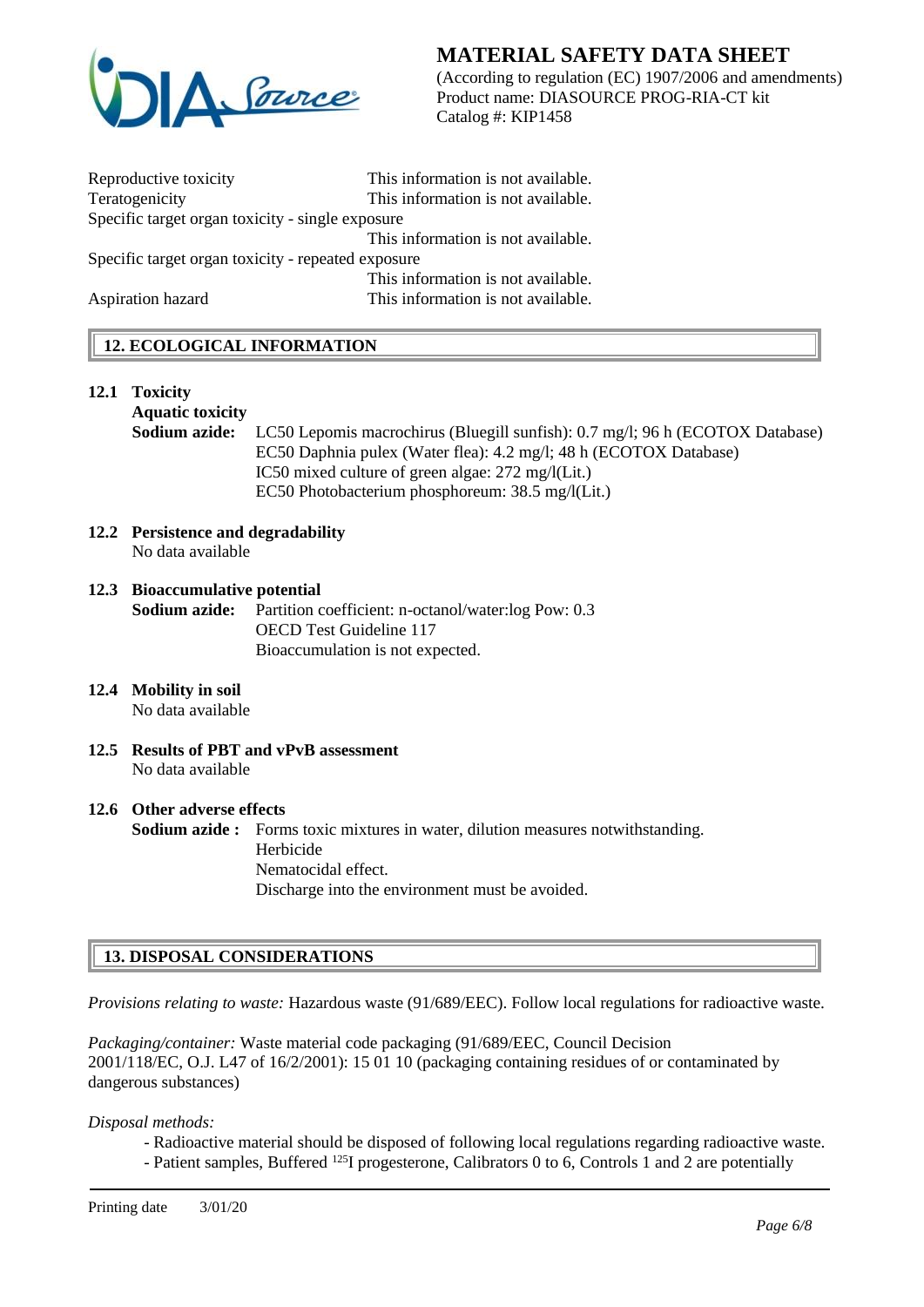| | |
|---|---|
| Reproductive toxicity | This information is not available. |
| Teratogenicity | This information is not available. |
| Specific target organ toxicity - single exposure | This information is not available. |
| Specific target organ toxicity - repeated exposure | This information is not available. |
| Aspiration hazard | This information is not available. |

## 12. ECOLOGICAL INFORMATION

### 12.1 Toxicity

**Aquatic toxicity**

**Sodium azide:** LC50 Lepomis macrochirus (Bluegill sunfish): 0.7 mg/l; 96 h (ECOTOX Database)
EC50 Daphnia pulex (Water flea): 4.2 mg/l; 48 h (ECOTOX Database)
IC50 mixed culture of green algae: 272 mg/l(Lit.)
EC50 Photobacterium phosphoreum: 38.5 mg/l(Lit.)

### 12.2 Persistence and degradability

No data available

### 12.3 Bioaccumulative potential

**Sodium azide:** Partition coefficient: n-octanol/water:log Pow: 0.3
OECD Test Guideline 117
Bioaccumulation is not expected.

### 12.4 Mobility in soil

No data available

### 12.5 Results of PBT and vPvB assessment

No data available

### 12.6 Other adverse effects

**Sodium azide :** Forms toxic mixtures in water, dilution measures notwithstanding.
Herbicide
Nematocidal effect.
Discharge into the environment must be avoided.

## 13. DISPOSAL CONSIDERATIONS

*Provisions relating to waste:* Hazardous waste (91/689/EEC). Follow local regulations for radioactive waste.

*Packaging/container:* Waste material code packaging (91/689/EEC, Council Decision 2001/118/EC, O.J. L47 of 16/2/2001): 15 01 10 (packaging containing residues of or contaminated by dangerous substances)

*Disposal methods:*

- Radioactive material should be disposed of following local regulations regarding radioactive waste.
- Patient samples, Buffered $^{125}$I progesterone, Calibrators 0 to 6, Controls 1 and 2 are potentially

Printing date 3/01/20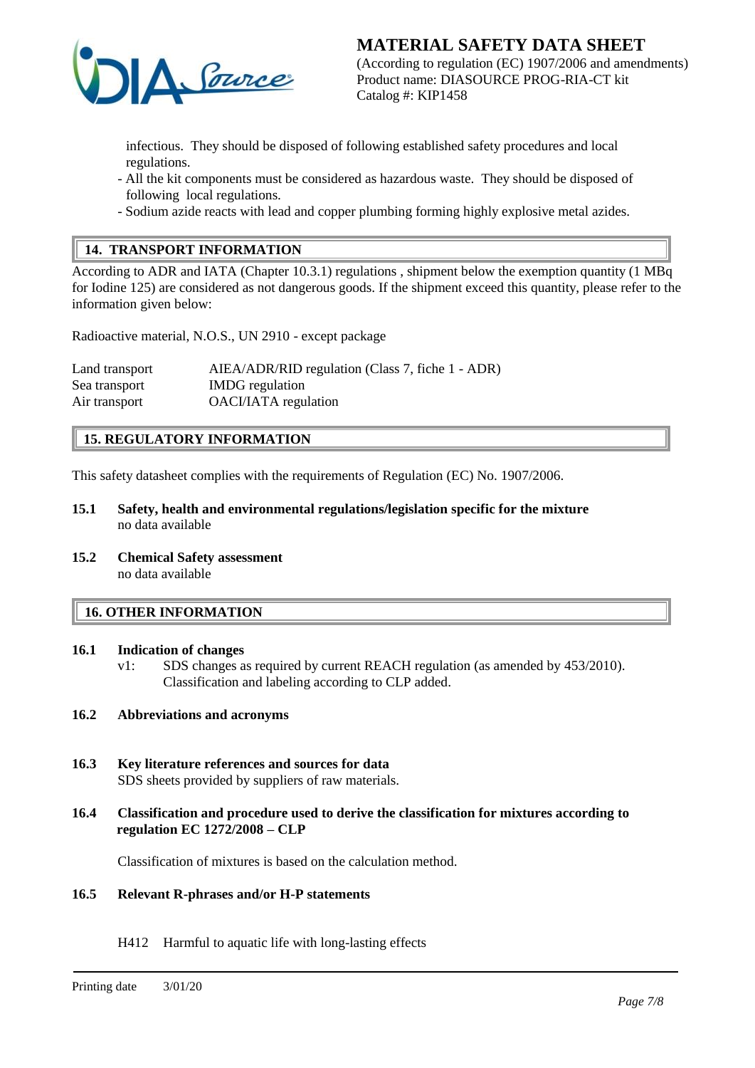infectious. They should be disposed of following established safety procedures and local regulations.

- All the kit components must be considered as hazardous waste. They should be disposed of following local regulations.
- Sodium azide reacts with lead and copper plumbing forming highly explosive metal azides.

## 14. TRANSPORT INFORMATION

According to ADR and IATA (Chapter 10.3.1) regulations , shipment below the exemption quantity (1 MBq for Iodine 125) are considered as not dangerous goods. If the shipment exceed this quantity, please refer to the information given below:

Radioactive material, N.O.S., UN 2910 - except package

| | |
|---|---|
| Land transport | AIEA/ADR/RID regulation (Class 7, fiche 1 - ADR) |
| Sea transport | IMDG regulation |
| Air transport | OACI/IATA regulation |

## 15. REGULATORY INFORMATION

This safety datasheet complies with the requirements of Regulation (EC) No. 1907/2006.

**15.1 Safety, health and environmental regulations/legislation specific for the mixture**
no data available

**15.2 Chemical Safety assessment**
no data available

## 16. OTHER INFORMATION

**16.1 Indication of changes**
v1: SDS changes as required by current REACH regulation (as amended by 453/2010). Classification and labeling according to CLP added.

**16.2 Abbreviations and acronyms**

**16.3 Key literature references and sources for data**
SDS sheets provided by suppliers of raw materials.

**16.4 Classification and procedure used to derive the classification for mixtures according to regulation EC 1272/2008 – CLP**

Classification of mixtures is based on the calculation method.

**16.5 Relevant R-phrases and/or H-P statements**

H412 Harmful to aquatic life with long-lasting effects

Printing date 3/01/20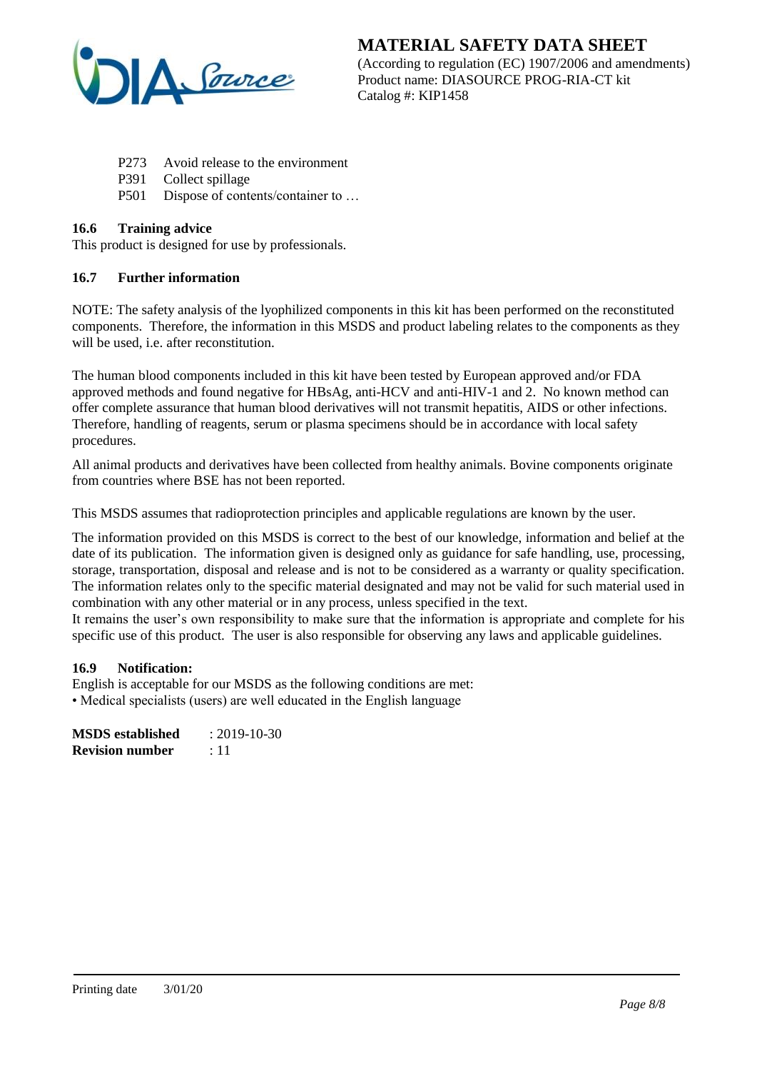P273 Avoid release to the environment
P391 Collect spillage
P501 Dispose of contents/container to …

### 16.6 Training advice

This product is designed for use by professionals.

### 16.7 Further information

NOTE: The safety analysis of the lyophilized components in this kit has been performed on the reconstituted components. Therefore, the information in this MSDS and product labeling relates to the components as they will be used, i.e. after reconstitution.

The human blood components included in this kit have been tested by European approved and/or FDA approved methods and found negative for HBsAg, anti-HCV and anti-HIV-1 and 2. No known method can offer complete assurance that human blood derivatives will not transmit hepatitis, AIDS or other infections. Therefore, handling of reagents, serum or plasma specimens should be in accordance with local safety procedures.

All animal products and derivatives have been collected from healthy animals. Bovine components originate from countries where BSE has not been reported.

This MSDS assumes that radioprotection principles and applicable regulations are known by the user.

The information provided on this MSDS is correct to the best of our knowledge, information and belief at the date of its publication. The information given is designed only as guidance for safe handling, use, processing, storage, transportation, disposal and release and is not to be considered as a warranty or quality specification. The information relates only to the specific material designated and may not be valid for such material used in combination with any other material or in any process, unless specified in the text.
It remains the user's own responsibility to make sure that the information is appropriate and complete for his specific use of this product. The user is also responsible for observing any laws and applicable guidelines.

### 16.9 Notification:

English is acceptable for our MSDS as the following conditions are met:
• Medical specialists (users) are well educated in the English language

**MSDS established** : 2019-10-30
**Revision number** : 11

Printing date 3/01/20